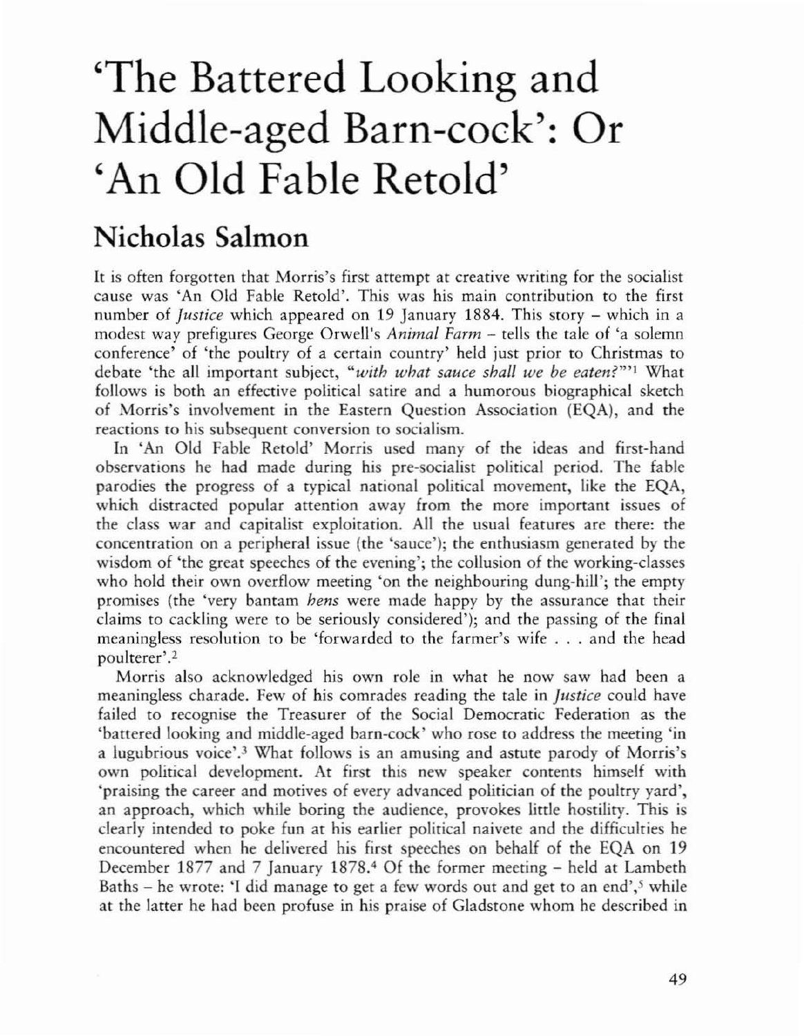# 'The Battered Looking and Middle-aged Barn-cock': Or 'An Old Fable Retold'

## Nicholas Salmon

It is often forgotten that Morris's first attempt at creative writing for the socialist cause was 'An Old Fable Retold'. This was his main contribution to the first number of *Justice* which appeared on 19 January 1884. This story – which in a modest way prefigures George Orwell's *Animal Farm* – tells the tale of 'a solemn conference' of 'the poultry of a certain country' held just prior to Christmas to debate 'the all important subject, "*with what sauce shall we be eaten?*"'[1] What follows is both an effective political satire and a humorous biographical sketch of Morris's involvement in the Eastern Question Association (EQA), and the reactions to his subsequent conversion to socialism.

In 'An Old Fable Retold' Morris used many of the ideas and first-hand observations he had made during his pre-socialist political period. The fable parodies the progress of a typical national political movement, like the EQA, which distracted popular attention away from the more important issues of the class war and capitalist exploitation. All the usual features are there: the concentration on a peripheral issue (the 'sauce'); the enthusiasm generated by the wisdom of 'the great speeches of the evening'; the collusion of the working-classes who hold their own overflow meeting 'on the neighbouring dung-hill'; the empty promises (the 'very bantam *hens* were made happy by the assurance that their claims to cackling were to be seriously considered'); and the passing of the final meaningless resolution to be 'forwarded to the farmer's wife . . . and the head poulterer'.[2]

Morris also acknowledged his own role in what he now saw had been a meaningless charade. Few of his comrades reading the tale in *Justice* could have failed to recognise the Treasurer of the Social Democratic Federation as the 'battered looking and middle-aged barn-cock' who rose to address the meeting 'in a lugubrious voice'.[3] What follows is an amusing and astute parody of Morris's own political development. At first this new speaker contents himself with 'praising the career and motives of every advanced politician of the poultry yard', an approach, which while boring the audience, provokes little hostility. This is clearly intended to poke fun at his earlier political naivete and the difficulties he encountered when he delivered his first speeches on behalf of the EQA on 19 December 1877 and 7 January 1878.[4] Of the former meeting – held at Lambeth Baths – he wrote: 'I did manage to get a few words out and get to an end',[5] while at the latter he had been profuse in his praise of Gladstone whom he described in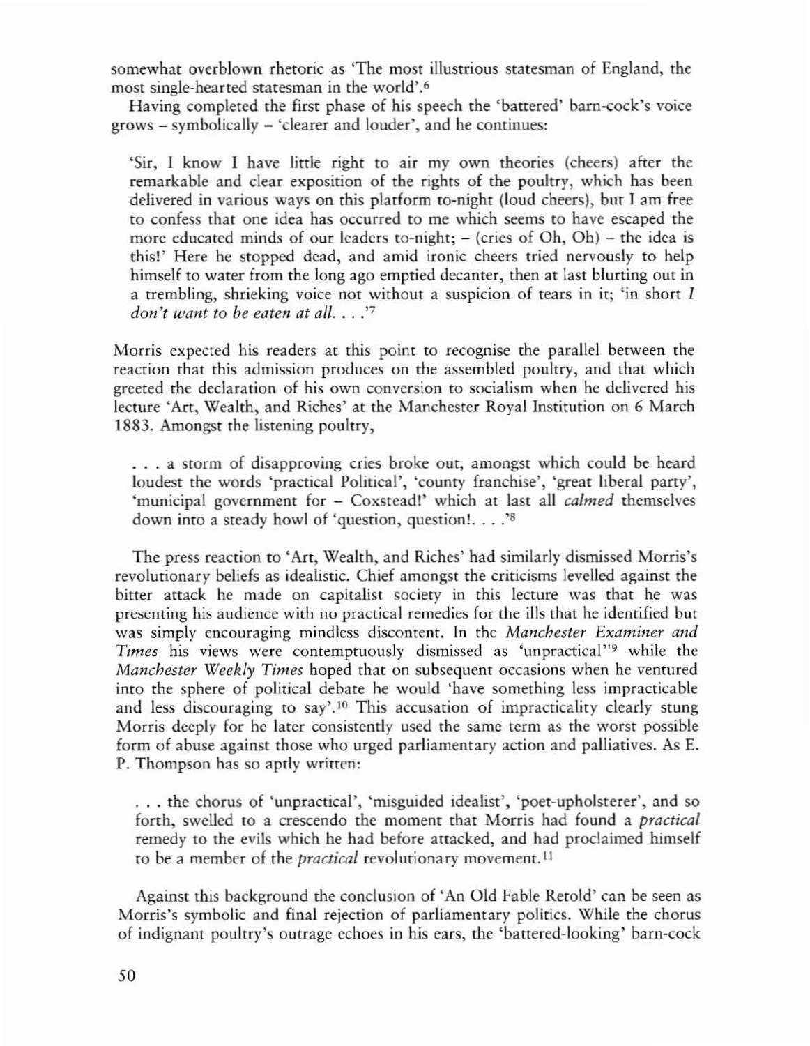somewhat overblown rhetoric as 'The most illustrious statesman of England, the most single-hearted statesman in the world'.[6]

Having completed the first phase of his speech the 'battered' barn-cock's voice grows – symbolically – 'clearer and louder', and he continues:

> 'Sir, I know I have little right to air my own theories (cheers) after the remarkable and clear exposition of the rights of the poultry, which has been delivered in various ways on this platform to-night (loud cheers), but I am free to confess that one idea has occurred to me which seems to have escaped the more educated minds of our leaders to-night; – (cries of Oh, Oh) – the idea is this!' Here he stopped dead, and amid ironic cheers tried nervously to help himself to water from the long ago emptied decanter, then at last blurting out in a trembling, shrieking voice not without a suspicion of tears in it; 'in short *I don't want to be eaten at all. . . .*'[7]

Morris expected his readers at this point to recognise the parallel between the reaction that this admission produces on the assembled poultry, and that which greeted the declaration of his own conversion to socialism when he delivered his lecture 'Art, Wealth, and Riches' at the Manchester Royal Institution on 6 March 1883. Amongst the listening poultry,

> . . . a storm of disapproving cries broke out, amongst which could be heard loudest the words 'practical Political', 'county franchise', 'great liberal party', 'municipal government for – Coxstead!' which at last all *calmed* themselves down into a steady howl of 'question, question!. . . .'[8]

The press reaction to 'Art, Wealth, and Riches' had similarly dismissed Morris's revolutionary beliefs as idealistic. Chief amongst the criticisms levelled against the bitter attack he made on capitalist society in this lecture was that he was presenting his audience with no practical remedies for the ills that he identified but was simply encouraging mindless discontent. In the *Manchester Examiner and Times* his views were contemptuously dismissed as 'unpractical''[9] while the *Manchester Weekly Times* hoped that on subsequent occasions when he ventured into the sphere of political debate he would 'have something less impracticable and less discouraging to say'.[10] This accusation of impracticality clearly stung Morris deeply for he later consistently used the same term as the worst possible form of abuse against those who urged parliamentary action and palliatives. As E. P. Thompson has so aptly written:

> . . . the chorus of 'unpractical', 'misguided idealist', 'poet-upholsterer', and so forth, swelled to a crescendo the moment that Morris had found a *practical* remedy to the evils which he had before attacked, and had proclaimed himself to be a member of the *practical* revolutionary movement.[11]

Against this background the conclusion of 'An Old Fable Retold' can be seen as Morris's symbolic and final rejection of parliamentary politics. While the chorus of indignant poultry's outrage echoes in his ears, the 'battered-looking' barn-cock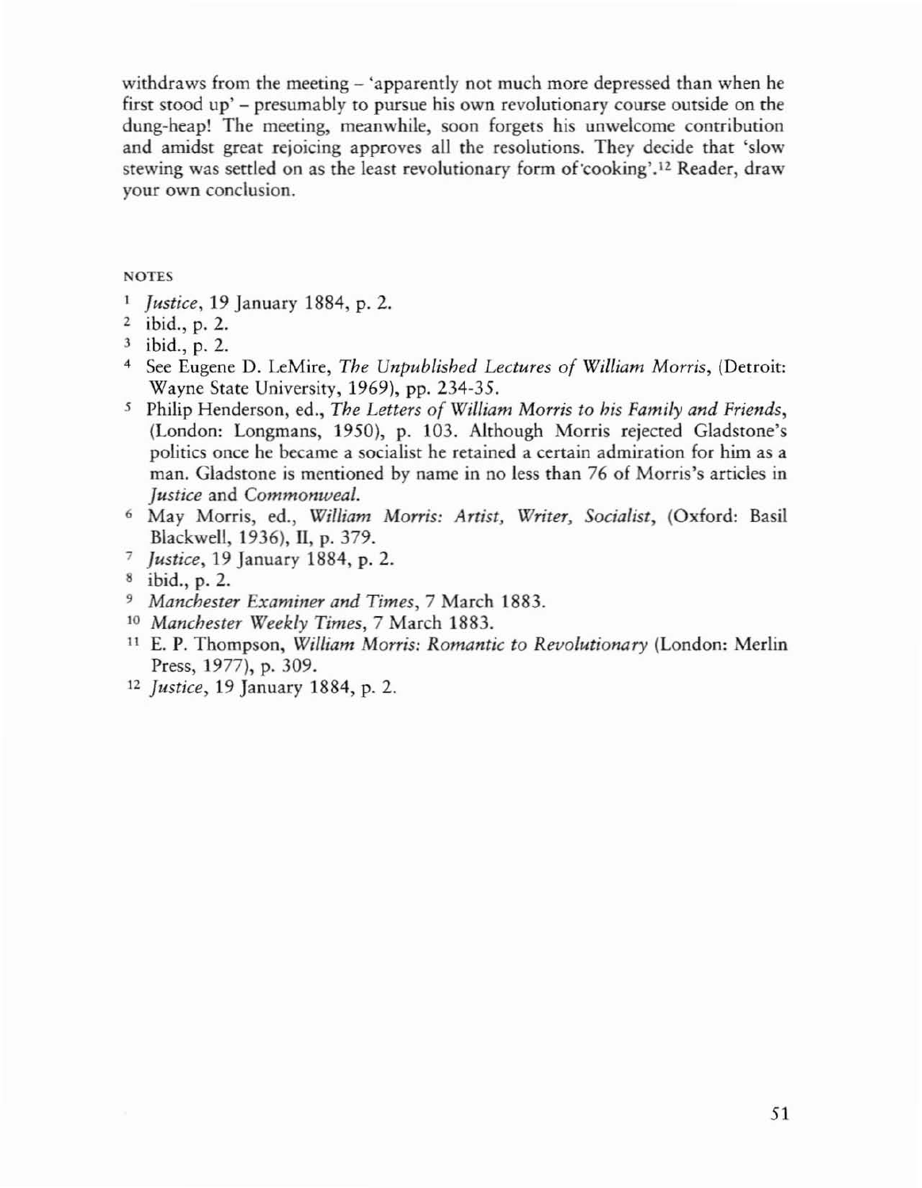withdraws from the meeting – 'apparently not much more depressed than when he first stood up' – presumably to pursue his own revolutionary course outside on the dung-heap! The meeting, meanwhile, soon forgets his unwelcome contribution and amidst great rejoicing approves all the resolutions. They decide that 'slow stewing was settled on as the least revolutionary form of cooking'.[12] Reader, draw your own conclusion.

## NOTES

1. *Justice*, 19 January 1884, p. 2.
2. ibid., p. 2.
3. ibid., p. 2.
4. See Eugene D. LeMire, *The Unpublished Lectures of William Morris*, (Detroit: Wayne State University, 1969), pp. 234-35.
5. Philip Henderson, ed., *The Letters of William Morris to his Family and Friends*, (London: Longmans, 1950), p. 103. Although Morris rejected Gladstone's politics once he became a socialist he retained a certain admiration for him as a man. Gladstone is mentioned by name in no less than 76 of Morris's articles in *Justice* and *Commonweal*.
6. May Morris, ed., *William Morris: Artist, Writer, Socialist*, (Oxford: Basil Blackwell, 1936), II, p. 379.
7. *Justice*, 19 January 1884, p. 2.
8. ibid., p. 2.
9. *Manchester Examiner and Times*, 7 March 1883.
10. *Manchester Weekly Times*, 7 March 1883.
11. E. P. Thompson, *William Morris: Romantic to Revolutionary* (London: Merlin Press, 1977), p. 309.
12. *Justice*, 19 January 1884, p. 2.